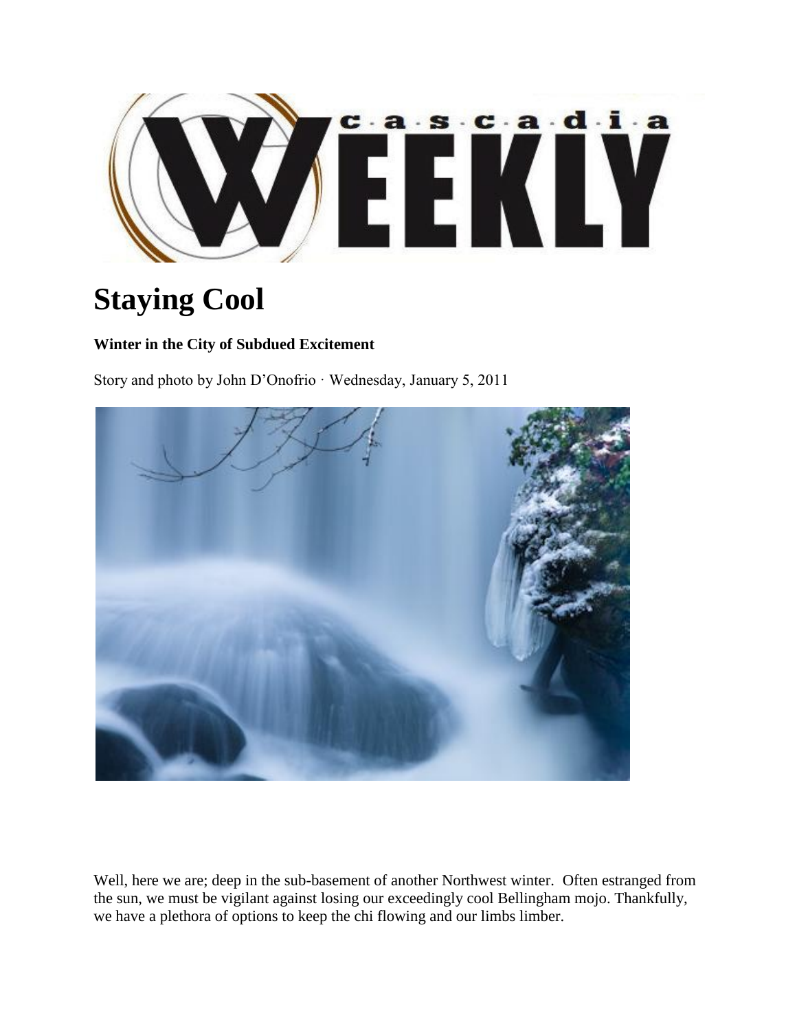# Staying Cool

**Winter in the City of Subdued Excitement**

Story and photo by John D'Onofrio · Wednesday, January 5, 2011

Well, here we are; deep in the sub-basement of another Northwest winter. Often estranged from the sun, we must be vigilant against losing our exceedingly cool Bellingham mojo. Thankfully, we have a plethora of options to keep the chi flowing and our limbs limber.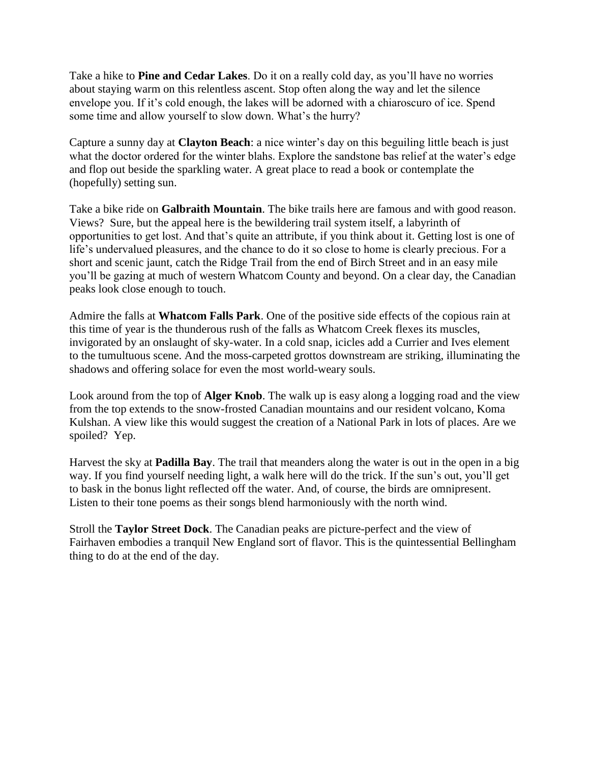Take a hike to **Pine and Cedar Lakes**. Do it on a really cold day, as you'll have no worries about staying warm on this relentless ascent. Stop often along the way and let the silence envelope you. If it's cold enough, the lakes will be adorned with a chiaroscuro of ice. Spend some time and allow yourself to slow down. What's the hurry?

Capture a sunny day at **Clayton Beach**: a nice winter's day on this beguiling little beach is just what the doctor ordered for the winter blahs. Explore the sandstone bas relief at the water's edge and flop out beside the sparkling water. A great place to read a book or contemplate the (hopefully) setting sun.

Take a bike ride on **Galbraith Mountain**. The bike trails here are famous and with good reason. Views? Sure, but the appeal here is the bewildering trail system itself, a labyrinth of opportunities to get lost. And that's quite an attribute, if you think about it. Getting lost is one of life's undervalued pleasures, and the chance to do it so close to home is clearly precious. For a short and scenic jaunt, catch the Ridge Trail from the end of Birch Street and in an easy mile you'll be gazing at much of western Whatcom County and beyond. On a clear day, the Canadian peaks look close enough to touch.

Admire the falls at **Whatcom Falls Park**. One of the positive side effects of the copious rain at this time of year is the thunderous rush of the falls as Whatcom Creek flexes its muscles, invigorated by an onslaught of sky-water. In a cold snap, icicles add a Currier and Ives element to the tumultuous scene. And the moss-carpeted grottos downstream are striking, illuminating the shadows and offering solace for even the most world-weary souls.

Look around from the top of **Alger Knob**. The walk up is easy along a logging road and the view from the top extends to the snow-frosted Canadian mountains and our resident volcano, Koma Kulshan. A view like this would suggest the creation of a National Park in lots of places. Are we spoiled? Yep.

Harvest the sky at **Padilla Bay**. The trail that meanders along the water is out in the open in a big way. If you find yourself needing light, a walk here will do the trick. If the sun's out, you'll get to bask in the bonus light reflected off the water. And, of course, the birds are omnipresent. Listen to their tone poems as their songs blend harmoniously with the north wind.

Stroll the **Taylor Street Dock**. The Canadian peaks are picture-perfect and the view of Fairhaven embodies a tranquil New England sort of flavor. This is the quintessential Bellingham thing to do at the end of the day.